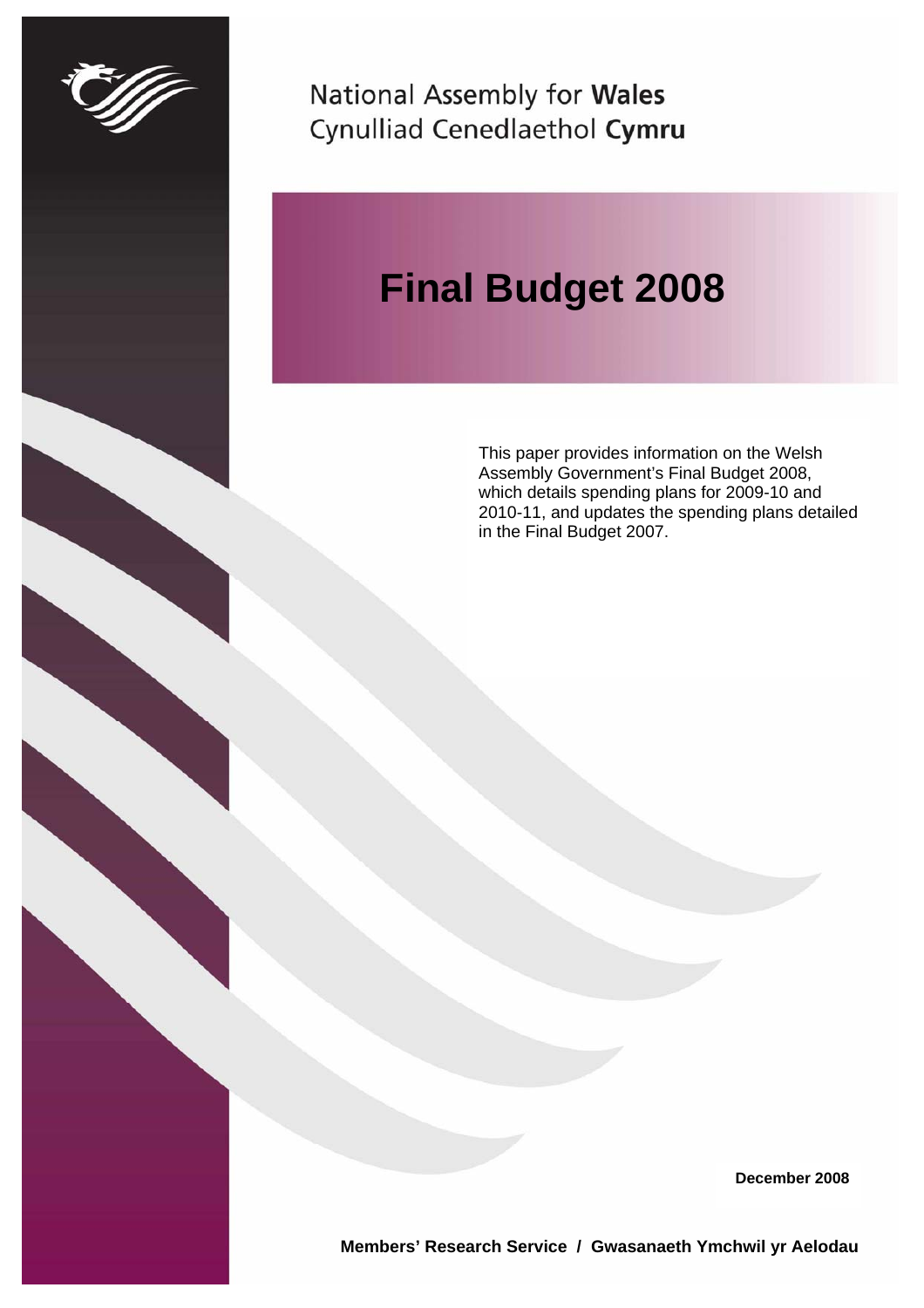National Assembly for **Wales**
Cynulliad Cenedlaethol **Cymru**

# Final Budget 2008

This paper provides information on the Welsh Assembly Government's Final Budget 2008, which details spending plans for 2009-10 and 2010-11, and updates the spending plans detailed in the Final Budget 2007.

**December 2008**

**Members' Research Service / Gwasanaeth Ymchwil yr Aelodau**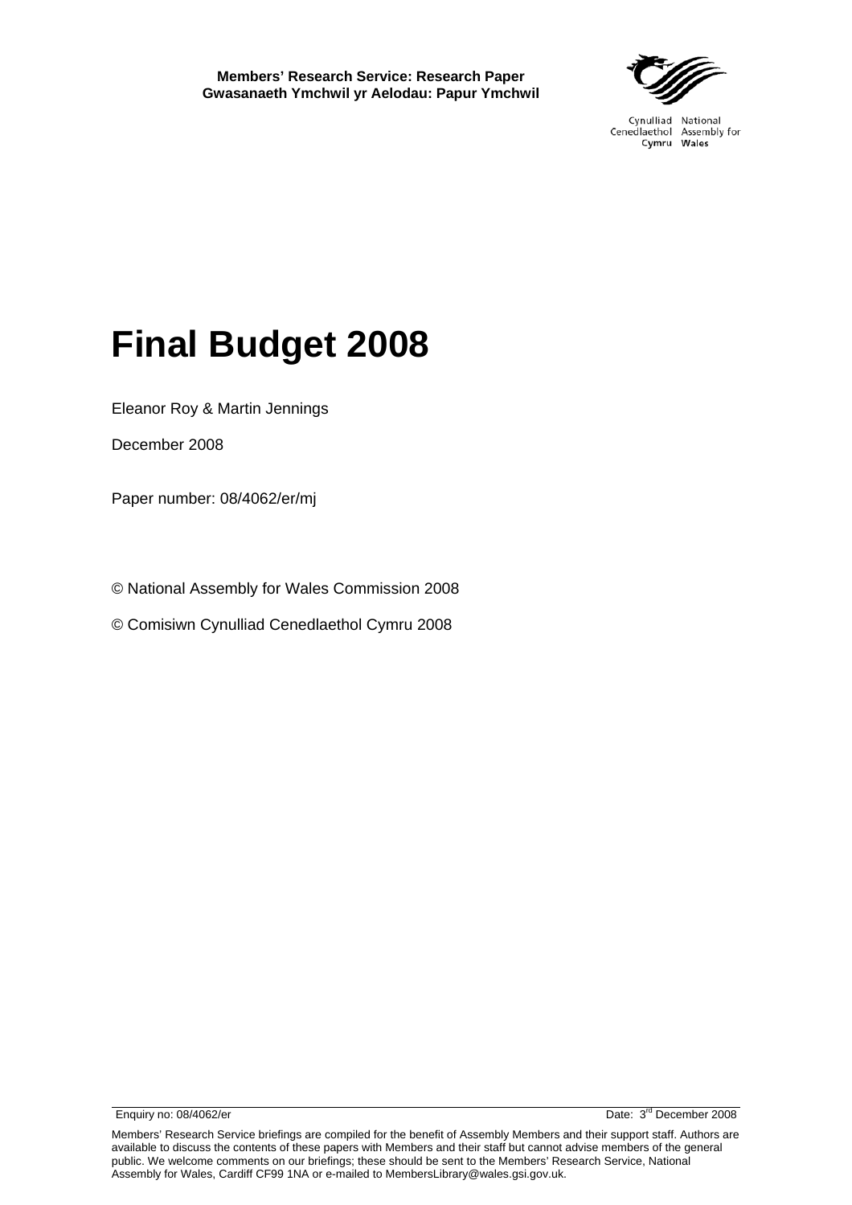**Members' Research Service: Research Paper**
**Gwasanaeth Ymchwil yr Aelodau: Papur Ymchwil**

Cynulliad Cenedlaethol Cymru
National Assembly for Wales

# Final Budget 2008

Eleanor Roy & Martin Jennings

December 2008

Paper number: 08/4062/er/mj

© National Assembly for Wales Commission 2008

© Comisiwn Cynulliad Cenedlaethol Cymru 2008

Enquiry no: 08/4062/er

Date: 3rd December 2008

Members' Research Service briefings are compiled for the benefit of Assembly Members and their support staff. Authors are available to discuss the contents of these papers with Members and their staff but cannot advise members of the general public. We welcome comments on our briefings; these should be sent to the Members' Research Service, National Assembly for Wales, Cardiff CF99 1NA or e-mailed to MembersLibrary@wales.gsi.gov.uk.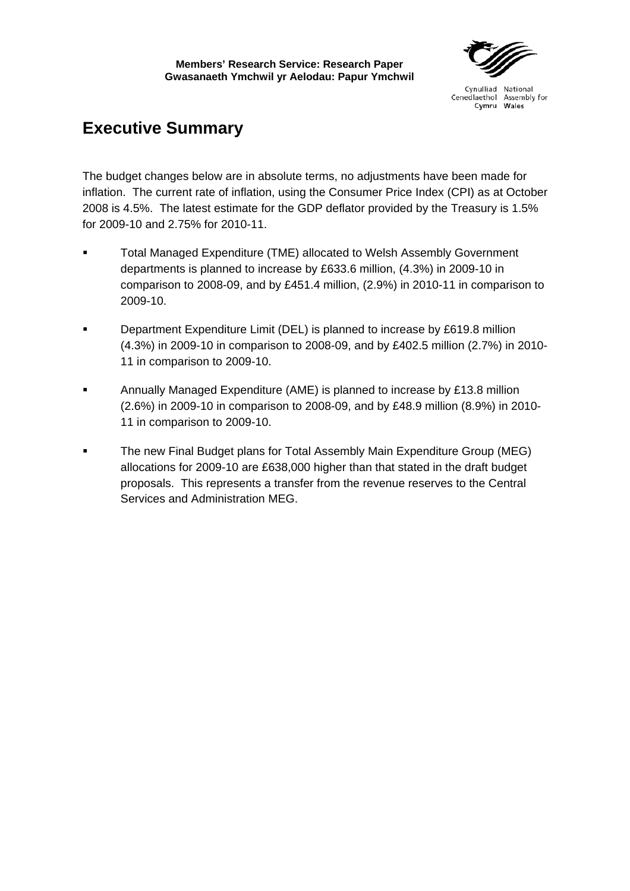# Executive Summary

The budget changes below are in absolute terms, no adjustments have been made for inflation. The current rate of inflation, using the Consumer Price Index (CPI) as at October 2008 is 4.5%. The latest estimate for the GDP deflator provided by the Treasury is 1.5% for 2009-10 and 2.75% for 2010-11.

- Total Managed Expenditure (TME) allocated to Welsh Assembly Government departments is planned to increase by £633.6 million, (4.3%) in 2009-10 in comparison to 2008-09, and by £451.4 million, (2.9%) in 2010-11 in comparison to 2009-10.
- Department Expenditure Limit (DEL) is planned to increase by £619.8 million (4.3%) in 2009-10 in comparison to 2008-09, and by £402.5 million (2.7%) in 2010-11 in comparison to 2009-10.
- Annually Managed Expenditure (AME) is planned to increase by £13.8 million (2.6%) in 2009-10 in comparison to 2008-09, and by £48.9 million (8.9%) in 2010-11 in comparison to 2009-10.
- The new Final Budget plans for Total Assembly Main Expenditure Group (MEG) allocations for 2009-10 are £638,000 higher than that stated in the draft budget proposals. This represents a transfer from the revenue reserves to the Central Services and Administration MEG.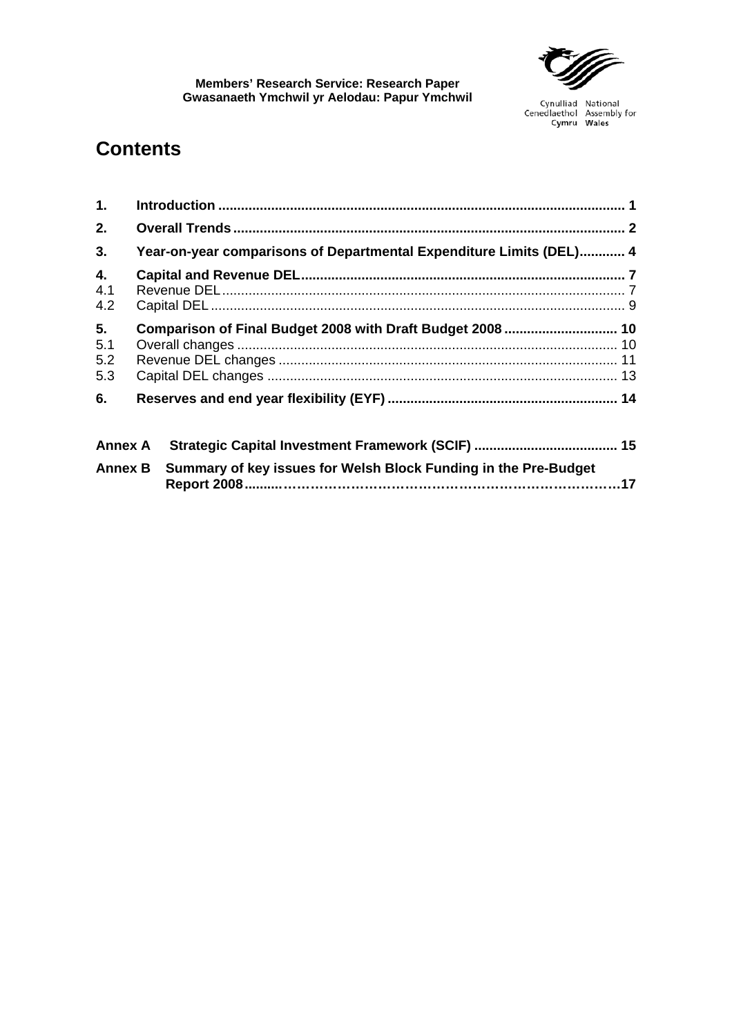# Contents

| | | |
|---|---|---|
| **1.** | **Introduction** | **1** |
| **2.** | **Overall Trends** | **2** |
| **3.** | **Year-on-year comparisons of Departmental Expenditure Limits (DEL)** | **4** |
| **4.** | **Capital and Revenue DEL** | **7** |
| 4.1 | Revenue DEL | 7 |
| 4.2 | Capital DEL | 9 |
| **5.** | **Comparison of Final Budget 2008 with Draft Budget 2008** | **10** |
| 5.1 | Overall changes | 10 |
| 5.2 | Revenue DEL changes | 11 |
| 5.3 | Capital DEL changes | 13 |
| **6.** | **Reserves and end year flexibility (EYF)** | **14** |
| **Annex A** | **Strategic Capital Investment Framework (SCIF)** | **15** |
| **Annex B** | **Summary of key issues for Welsh Block Funding in the Pre-Budget Report 2008** | **17** |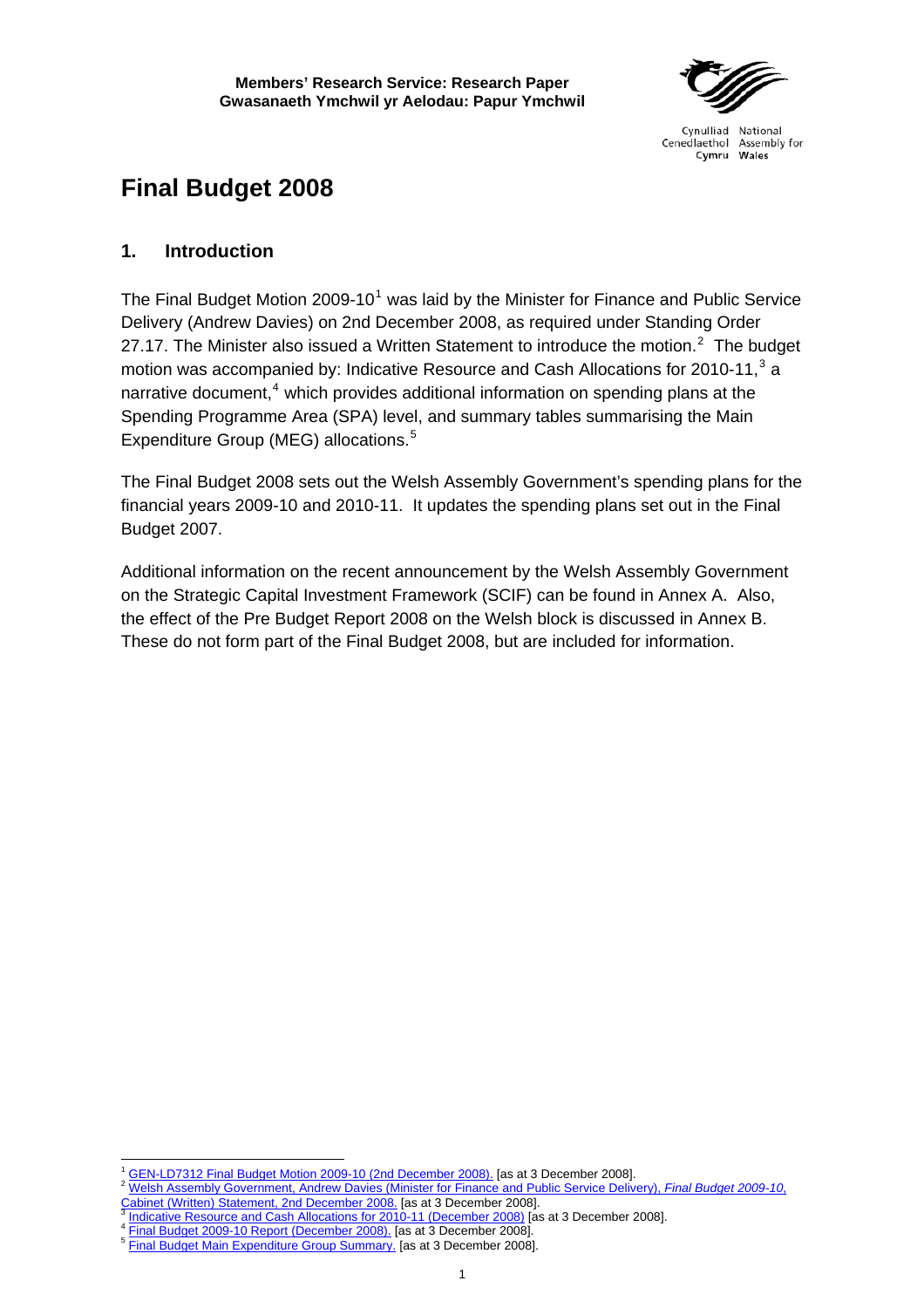**Members' Research Service: Research Paper**
**Gwasanaeth Ymchwil yr Aelodau: Papur Ymchwil**

Cynulliad Cenedlaethol Cymru
National Assembly for Wales

# Final Budget 2008

## 1. Introduction

The Final Budget Motion 2009-10[1] was laid by the Minister for Finance and Public Service Delivery (Andrew Davies) on 2nd December 2008, as required under Standing Order 27.17. The Minister also issued a Written Statement to introduce the motion.[2] The budget motion was accompanied by: Indicative Resource and Cash Allocations for 2010-11,[3] a narrative document,[4] which provides additional information on spending plans at the Spending Programme Area (SPA) level, and summary tables summarising the Main Expenditure Group (MEG) allocations.[5]

The Final Budget 2008 sets out the Welsh Assembly Government's spending plans for the financial years 2009-10 and 2010-11. It updates the spending plans set out in the Final Budget 2007.

Additional information on the recent announcement by the Welsh Assembly Government on the Strategic Capital Investment Framework (SCIF) can be found in Annex A. Also, the effect of the Pre Budget Report 2008 on the Welsh block is discussed in Annex B. These do not form part of the Final Budget 2008, but are included for information.

---

[1] GEN-LD7312 Final Budget Motion 2009-10 (2nd December 2008). [as at 3 December 2008].

[2] Welsh Assembly Government, Andrew Davies (Minister for Finance and Public Service Delivery), *Final Budget 2009-10*, Cabinet (Written) Statement, 2nd December 2008. [as at 3 December 2008].

[3] Indicative Resource and Cash Allocations for 2010-11 (December 2008) [as at 3 December 2008].

[4] Final Budget 2009-10 Report (December 2008). [as at 3 December 2008].

[5] Final Budget Main Expenditure Group Summary. [as at 3 December 2008].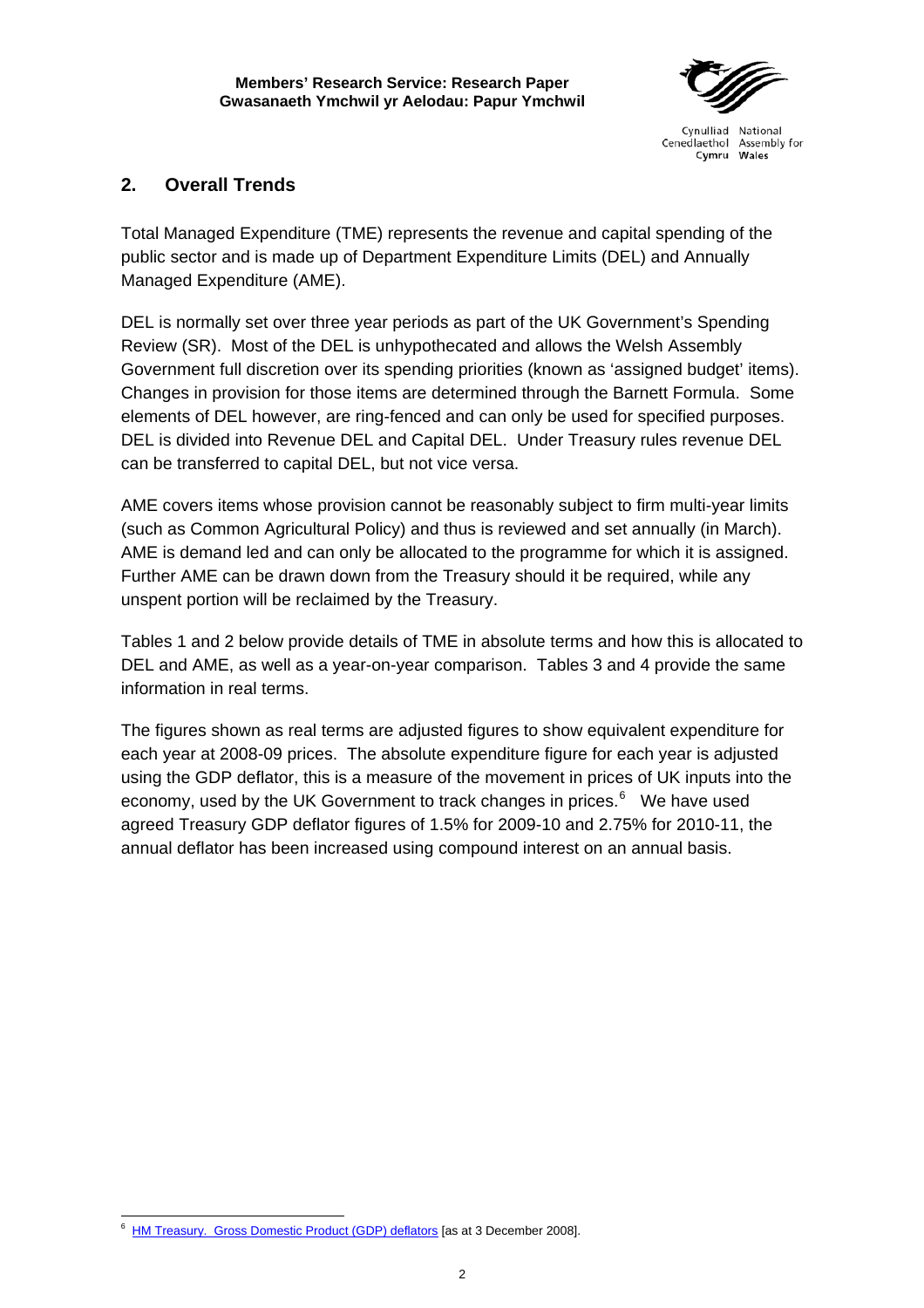## 2. Overall Trends

Total Managed Expenditure (TME) represents the revenue and capital spending of the public sector and is made up of Department Expenditure Limits (DEL) and Annually Managed Expenditure (AME).

DEL is normally set over three year periods as part of the UK Government's Spending Review (SR). Most of the DEL is unhypothecated and allows the Welsh Assembly Government full discretion over its spending priorities (known as 'assigned budget' items). Changes in provision for those items are determined through the Barnett Formula. Some elements of DEL however, are ring-fenced and can only be used for specified purposes. DEL is divided into Revenue DEL and Capital DEL. Under Treasury rules revenue DEL can be transferred to capital DEL, but not vice versa.

AME covers items whose provision cannot be reasonably subject to firm multi-year limits (such as Common Agricultural Policy) and thus is reviewed and set annually (in March). AME is demand led and can only be allocated to the programme for which it is assigned. Further AME can be drawn down from the Treasury should it be required, while any unspent portion will be reclaimed by the Treasury.

Tables 1 and 2 below provide details of TME in absolute terms and how this is allocated to DEL and AME, as well as a year-on-year comparison. Tables 3 and 4 provide the same information in real terms.

The figures shown as real terms are adjusted figures to show equivalent expenditure for each year at 2008-09 prices. The absolute expenditure figure for each year is adjusted using the GDP deflator, this is a measure of the movement in prices of UK inputs into the economy, used by the UK Government to track changes in prices.[6] We have used agreed Treasury GDP deflator figures of 1.5% for 2009-10 and 2.75% for 2010-11, the annual deflator has been increased using compound interest on an annual basis.

---

[6] HM Treasury. Gross Domestic Product (GDP) deflators [as at 3 December 2008].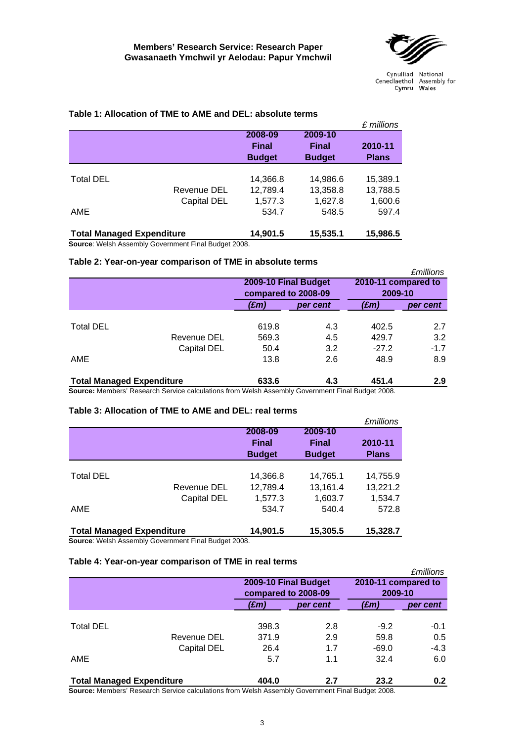Members' Research Service: Research Paper
Gwasanaeth Ymchwil yr Aelodau: Papur Ymchwil

Cynulliad Cenedlaethol Cymru
National Assembly for Wales

### Table 1: Allocation of TME to AME and DEL: absolute terms

*£ millions*

| | | 2008-09 Final Budget | 2009-10 Final Budget | 2010-11 Plans |
|---|---|---|---|---|
| Total DEL | | 14,366.8 | 14,986.6 | 15,389.1 |
| | Revenue DEL | 12,789.4 | 13,358.8 | 13,788.5 |
| | Capital DEL | 1,577.3 | 1,627.8 | 1,600.6 |
| AME | | 534.7 | 548.5 | 597.4 |
| **Total Managed Expenditure** | | **14,901.5** | **15,535.1** | **15,986.5** |

**Source**: Welsh Assembly Government Final Budget 2008.

### Table 2: Year-on-year comparison of TME in absolute terms

*£millions*

| | | 2009-10 Final Budget compared to 2008-09 | | 2010-11 compared to 2009-10 | |
|---|---|---|---|---|---|
| | | *(£m)* | *per cent* | *(£m)* | *per cent* |
| Total DEL | | 619.8 | 4.3 | 402.5 | 2.7 |
| | Revenue DEL | 569.3 | 4.5 | 429.7 | 3.2 |
| | Capital DEL | 50.4 | 3.2 | -27.2 | -1.7 |
| AME | | 13.8 | 2.6 | 48.9 | 8.9 |
| **Total Managed Expenditure** | | **633.6** | **4.3** | **451.4** | **2.9** |

**Source:** Members' Research Service calculations from Welsh Assembly Government Final Budget 2008.

### Table 3: Allocation of TME to AME and DEL: real terms

*£millions*

| | | 2008-09 Final Budget | 2009-10 Final Budget | 2010-11 Plans |
|---|---|---|---|---|
| Total DEL | | 14,366.8 | 14,765.1 | 14,755.9 |
| | Revenue DEL | 12,789.4 | 13,161.4 | 13,221.2 |
| | Capital DEL | 1,577.3 | 1,603.7 | 1,534.7 |
| AME | | 534.7 | 540.4 | 572.8 |
| **Total Managed Expenditure** | | **14,901.5** | **15,305.5** | **15,328.7** |

**Source**: Welsh Assembly Government Final Budget 2008.

### Table 4: Year-on-year comparison of TME in real terms

*£millions*

| | | 2009-10 Final Budget compared to 2008-09 | | 2010-11 compared to 2009-10 | |
|---|---|---|---|---|---|
| | | *(£m)* | *per cent* | *(£m)* | *per cent* |
| Total DEL | | 398.3 | 2.8 | -9.2 | -0.1 |
| | Revenue DEL | 371.9 | 2.9 | 59.8 | 0.5 |
| | Capital DEL | 26.4 | 1.7 | -69.0 | -4.3 |
| AME | | 5.7 | 1.1 | 32.4 | 6.0 |
| **Total Managed Expenditure** | | **404.0** | **2.7** | **23.2** | **0.2** |

**Source:** Members' Research Service calculations from Welsh Assembly Government Final Budget 2008.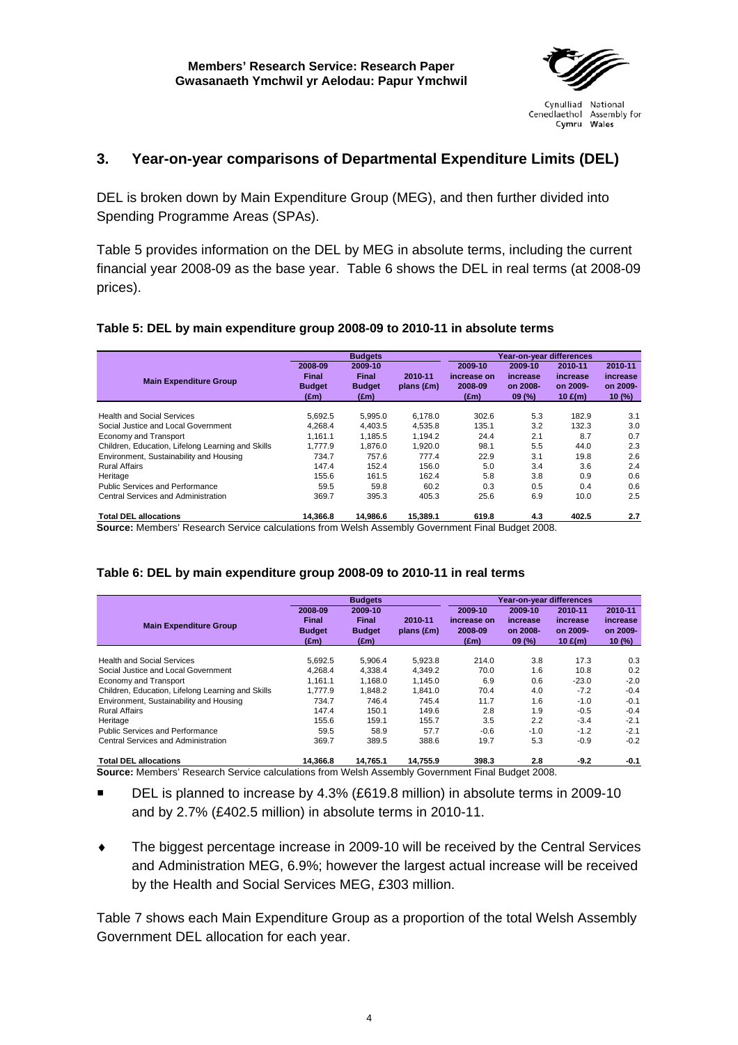## 3. Year-on-year comparisons of Departmental Expenditure Limits (DEL)

DEL is broken down by Main Expenditure Group (MEG), and then further divided into Spending Programme Areas (SPAs).

Table 5 provides information on the DEL by MEG in absolute terms, including the current financial year 2008-09 as the base year. Table 6 shows the DEL in real terms (at 2008-09 prices).

**Table 5: DEL by main expenditure group 2008-09 to 2010-11 in absolute terms**

| Main Expenditure Group | Budgets | | | Year-on-year differences | | | |
|---|---|---|---|---|---|---|---|
| | 2008-09 Final Budget (£m) | 2009-10 Final Budget (£m) | 2010-11 plans (£m) | 2009-10 increase on 2008-09 (£m) | 2009-10 increase on 2008-09 (%) | 2010-11 increase on 2009-10 £(m) | 2010-11 increase on 2009-10 (%) |
| Health and Social Services | 5,692.5 | 5,995.0 | 6,178.0 | 302.6 | 5.3 | 182.9 | 3.1 |
| Social Justice and Local Government | 4,268.4 | 4,403.5 | 4,535.8 | 135.1 | 3.2 | 132.3 | 3.0 |
| Economy and Transport | 1,161.1 | 1,185.5 | 1,194.2 | 24.4 | 2.1 | 8.7 | 0.7 |
| Children, Education, Lifelong Learning and Skills | 1,777.9 | 1,876.0 | 1,920.0 | 98.1 | 5.5 | 44.0 | 2.3 |
| Environment, Sustainability and Housing | 734.7 | 757.6 | 777.4 | 22.9 | 3.1 | 19.8 | 2.6 |
| Rural Affairs | 147.4 | 152.4 | 156.0 | 5.0 | 3.4 | 3.6 | 2.4 |
| Heritage | 155.6 | 161.5 | 162.4 | 5.8 | 3.8 | 0.9 | 0.6 |
| Public Services and Performance | 59.5 | 59.8 | 60.2 | 0.3 | 0.5 | 0.4 | 0.6 |
| Central Services and Administration | 369.7 | 395.3 | 405.3 | 25.6 | 6.9 | 10.0 | 2.5 |
| **Total DEL allocations** | **14,366.8** | **14,986.6** | **15,389.1** | **619.8** | **4.3** | **402.5** | **2.7** |

**Source:** Members' Research Service calculations from Welsh Assembly Government Final Budget 2008.

**Table 6: DEL by main expenditure group 2008-09 to 2010-11 in real terms**

| Main Expenditure Group | Budgets | | | Year-on-year differences | | | |
|---|---|---|---|---|---|---|---|
| | 2008-09 Final Budget (£m) | 2009-10 Final Budget (£m) | 2010-11 plans (£m) | 2009-10 increase on 2008-09 (£m) | 2009-10 increase on 2008-09 (%) | 2010-11 increase on 2009-10 £(m) | 2010-11 increase on 2009-10 (%) |
| Health and Social Services | 5,692.5 | 5,906.4 | 5,923.8 | 214.0 | 3.8 | 17.3 | 0.3 |
| Social Justice and Local Government | 4,268.4 | 4,338.4 | 4,349.2 | 70.0 | 1.6 | 10.8 | 0.2 |
| Economy and Transport | 1,161.1 | 1,168.0 | 1,145.0 | 6.9 | 0.6 | -23.0 | -2.0 |
| Children, Education, Lifelong Learning and Skills | 1,777.9 | 1,848.2 | 1,841.0 | 70.4 | 4.0 | -7.2 | -0.4 |
| Environment, Sustainability and Housing | 734.7 | 746.4 | 745.4 | 11.7 | 1.6 | -1.0 | -0.1 |
| Rural Affairs | 147.4 | 150.1 | 149.6 | 2.8 | 1.9 | -0.5 | -0.4 |
| Heritage | 155.6 | 159.1 | 155.7 | 3.5 | 2.2 | -3.4 | -2.1 |
| Public Services and Performance | 59.5 | 58.9 | 57.7 | -0.6 | -1.0 | -1.2 | -2.1 |
| Central Services and Administration | 369.7 | 389.5 | 388.6 | 19.7 | 5.3 | -0.9 | -0.2 |
| **Total DEL allocations** | **14,366.8** | **14,765.1** | **14,755.9** | **398.3** | **2.8** | **-9.2** | **-0.1** |

**Source:** Members' Research Service calculations from Welsh Assembly Government Final Budget 2008.

- DEL is planned to increase by 4.3% (£619.8 million) in absolute terms in 2009-10 and by 2.7% (£402.5 million) in absolute terms in 2010-11.

- The biggest percentage increase in 2009-10 will be received by the Central Services and Administration MEG, 6.9%; however the largest actual increase will be received by the Health and Social Services MEG, £303 million.

Table 7 shows each Main Expenditure Group as a proportion of the total Welsh Assembly Government DEL allocation for each year.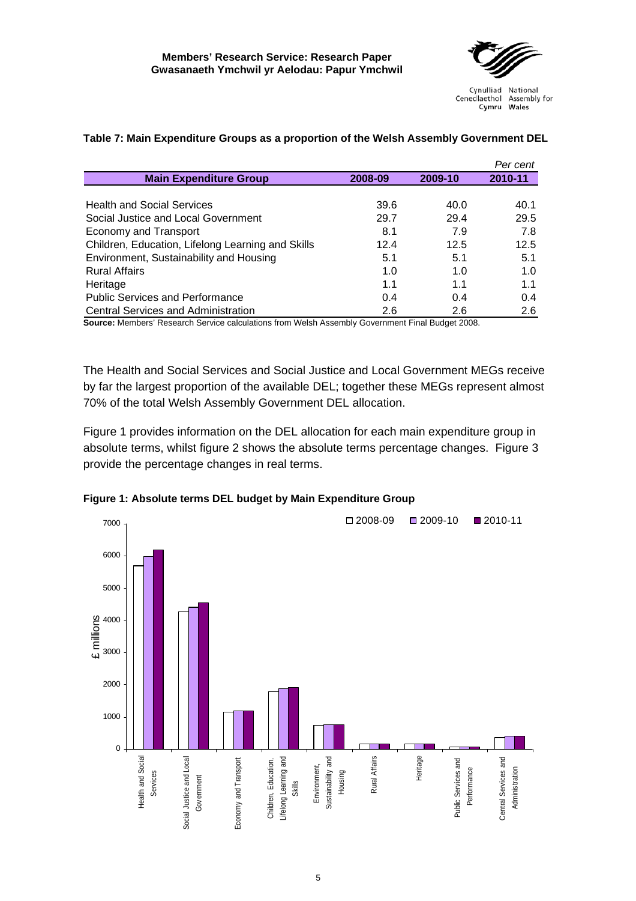**Table 7: Main Expenditure Groups as a proportion of the Welsh Assembly Government DEL**

*Per cent*

| Main Expenditure Group | 2008-09 | 2009-10 | 2010-11 |
|---|---|---|---|
| Health and Social Services | 39.6 | 40.0 | 40.1 |
| Social Justice and Local Government | 29.7 | 29.4 | 29.5 |
| Economy and Transport | 8.1 | 7.9 | 7.8 |
| Children, Education, Lifelong Learning and Skills | 12.4 | 12.5 | 12.5 |
| Environment, Sustainability and Housing | 5.1 | 5.1 | 5.1 |
| Rural Affairs | 1.0 | 1.0 | 1.0 |
| Heritage | 1.1 | 1.1 | 1.1 |
| Public Services and Performance | 0.4 | 0.4 | 0.4 |
| Central Services and Administration | 2.6 | 2.6 | 2.6 |

**Source:** Members' Research Service calculations from Welsh Assembly Government Final Budget 2008.

The Health and Social Services and Social Justice and Local Government MEGs receive by far the largest proportion of the available DEL; together these MEGs represent almost 70% of the total Welsh Assembly Government DEL allocation.

Figure 1 provides information on the DEL allocation for each main expenditure group in absolute terms, whilst figure 2 shows the absolute terms percentage changes. Figure 3 provide the percentage changes in real terms.

**Figure 1: Absolute terms DEL budget by Main Expenditure Group**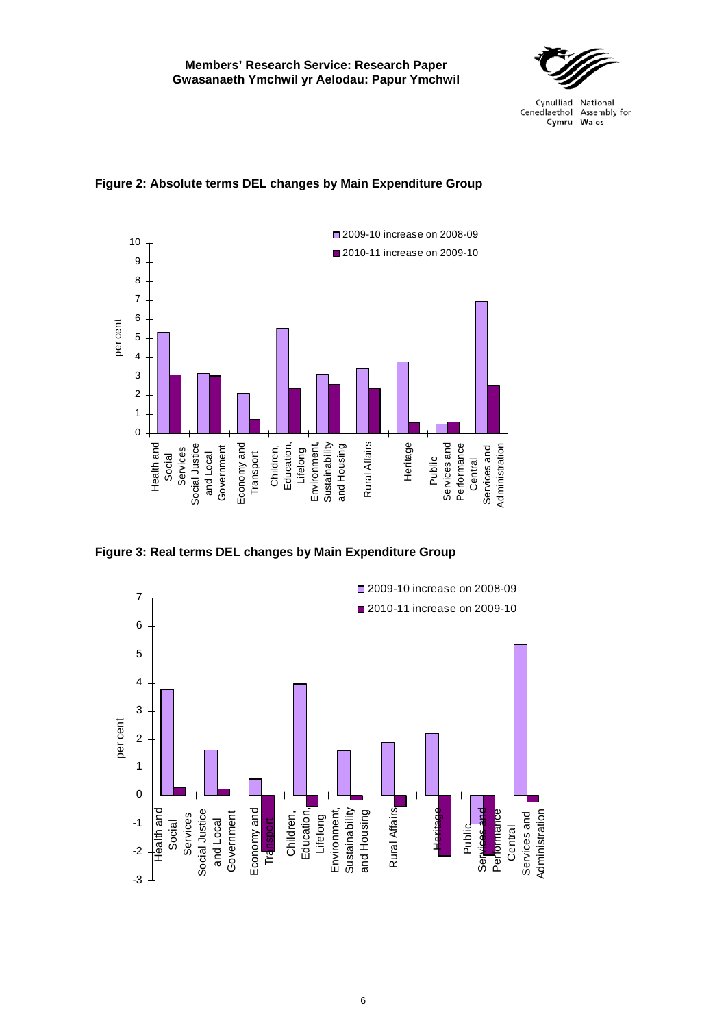**Figure 2: Absolute terms DEL changes by Main Expenditure Group**

**Figure 3: Real terms DEL changes by Main Expenditure Group**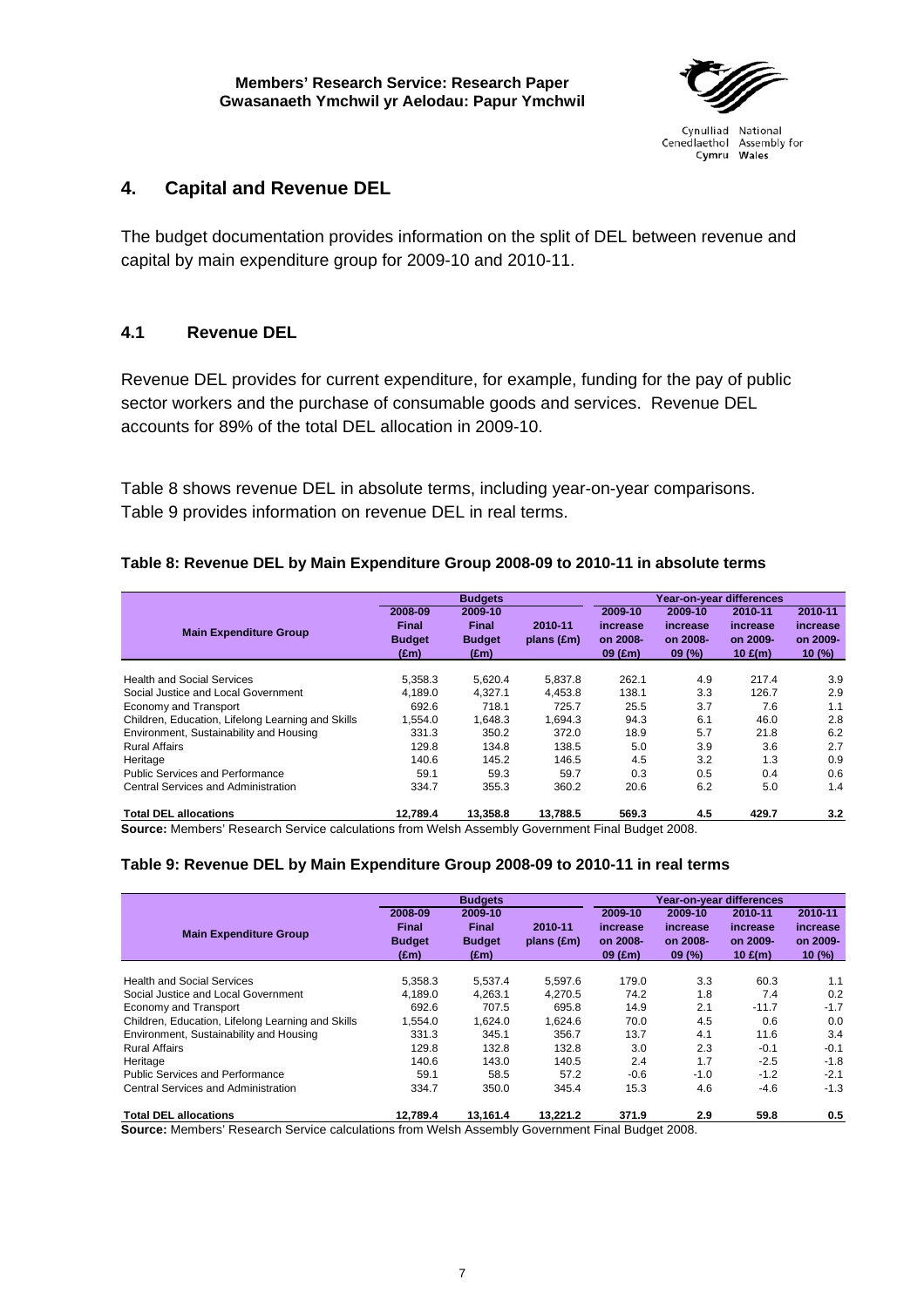## 4. Capital and Revenue DEL

The budget documentation provides information on the split of DEL between revenue and capital by main expenditure group for 2009-10 and 2010-11.

### 4.1 Revenue DEL

Revenue DEL provides for current expenditure, for example, funding for the pay of public sector workers and the purchase of consumable goods and services. Revenue DEL accounts for 89% of the total DEL allocation in 2009-10.

Table 8 shows revenue DEL in absolute terms, including year-on-year comparisons. Table 9 provides information on revenue DEL in real terms.

**Table 8: Revenue DEL by Main Expenditure Group 2008-09 to 2010-11 in absolute terms**

| Main Expenditure Group | Budgets | | | Year-on-year differences | | | |
|---|---|---|---|---|---|---|---|
| | 2008-09 Final Budget (£m) | 2009-10 Final Budget (£m) | 2010-11 plans (£m) | 2009-10 increase on 2008-09 (£m) | 2009-10 increase on 2008-09 (%) | 2010-11 increase on 2009-10 £(m) | 2010-11 increase on 2009-10 (%) |
| Health and Social Services | 5,358.3 | 5,620.4 | 5,837.8 | 262.1 | 4.9 | 217.4 | 3.9 |
| Social Justice and Local Government | 4,189.0 | 4,327.1 | 4,453.8 | 138.1 | 3.3 | 126.7 | 2.9 |
| Economy and Transport | 692.6 | 718.1 | 725.7 | 25.5 | 3.7 | 7.6 | 1.1 |
| Children, Education, Lifelong Learning and Skills | 1,554.0 | 1,648.3 | 1,694.3 | 94.3 | 6.1 | 46.0 | 2.8 |
| Environment, Sustainability and Housing | 331.3 | 350.2 | 372.0 | 18.9 | 5.7 | 21.8 | 6.2 |
| Rural Affairs | 129.8 | 134.8 | 138.5 | 5.0 | 3.9 | 3.6 | 2.7 |
| Heritage | 140.6 | 145.2 | 146.5 | 4.5 | 3.2 | 1.3 | 0.9 |
| Public Services and Performance | 59.1 | 59.3 | 59.7 | 0.3 | 0.5 | 0.4 | 0.6 |
| Central Services and Administration | 334.7 | 355.3 | 360.2 | 20.6 | 6.2 | 5.0 | 1.4 |
| **Total DEL allocations** | **12,789.4** | **13,358.8** | **13,788.5** | **569.3** | **4.5** | **429.7** | **3.2** |

**Source:** Members' Research Service calculations from Welsh Assembly Government Final Budget 2008.

**Table 9: Revenue DEL by Main Expenditure Group 2008-09 to 2010-11 in real terms**

| Main Expenditure Group | Budgets | | | Year-on-year differences | | | |
|---|---|---|---|---|---|---|---|
| | 2008-09 Final Budget (£m) | 2009-10 Final Budget (£m) | 2010-11 plans (£m) | 2009-10 increase on 2008-09 (£m) | 2009-10 increase on 2008-09 (%) | 2010-11 increase on 2009-10 £(m) | 2010-11 increase on 2009-10 (%) |
| Health and Social Services | 5,358.3 | 5,537.4 | 5,597.6 | 179.0 | 3.3 | 60.3 | 1.1 |
| Social Justice and Local Government | 4,189.0 | 4,263.1 | 4,270.5 | 74.2 | 1.8 | 7.4 | 0.2 |
| Economy and Transport | 692.6 | 707.5 | 695.8 | 14.9 | 2.1 | -11.7 | -1.7 |
| Children, Education, Lifelong Learning and Skills | 1,554.0 | 1,624.0 | 1,624.6 | 70.0 | 4.5 | 0.6 | 0.0 |
| Environment, Sustainability and Housing | 331.3 | 345.1 | 356.7 | 13.7 | 4.1 | 11.6 | 3.4 |
| Rural Affairs | 129.8 | 132.8 | 132.8 | 3.0 | 2.3 | -0.1 | -0.1 |
| Heritage | 140.6 | 143.0 | 140.5 | 2.4 | 1.7 | -2.5 | -1.8 |
| Public Services and Performance | 59.1 | 58.5 | 57.2 | -0.6 | -1.0 | -1.2 | -2.1 |
| Central Services and Administration | 334.7 | 350.0 | 345.4 | 15.3 | 4.6 | -4.6 | -1.3 |
| **Total DEL allocations** | **12,789.4** | **13,161.4** | **13,221.2** | **371.9** | **2.9** | **59.8** | **0.5** |

**Source:** Members' Research Service calculations from Welsh Assembly Government Final Budget 2008.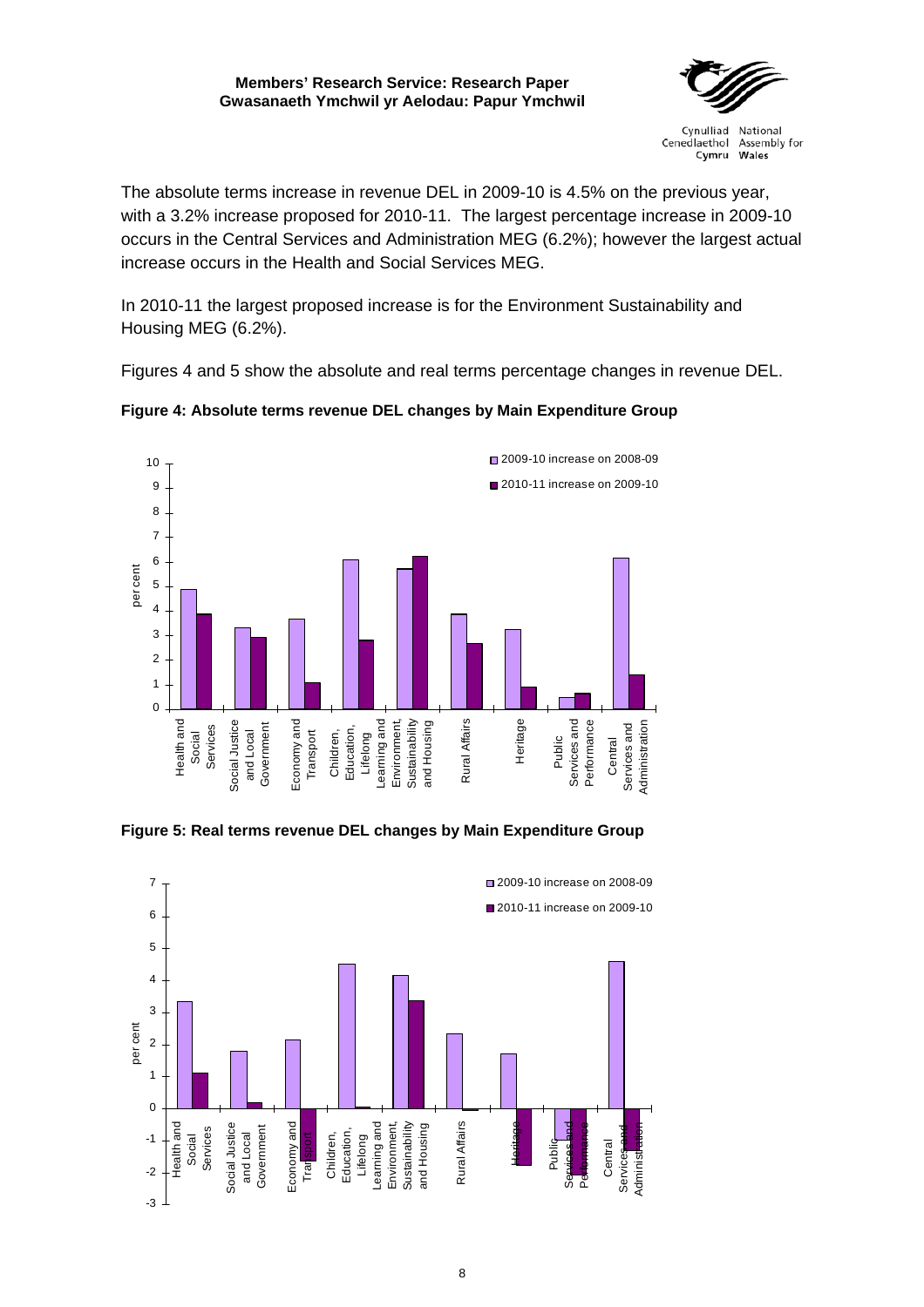The absolute terms increase in revenue DEL in 2009-10 is 4.5% on the previous year, with a 3.2% increase proposed for 2010-11. The largest percentage increase in 2009-10 occurs in the Central Services and Administration MEG (6.2%); however the largest actual increase occurs in the Health and Social Services MEG.

In 2010-11 the largest proposed increase is for the Environment Sustainability and Housing MEG (6.2%).

Figures 4 and 5 show the absolute and real terms percentage changes in revenue DEL.

**Figure 4: Absolute terms revenue DEL changes by Main Expenditure Group**

**Figure 5: Real terms revenue DEL changes by Main Expenditure Group**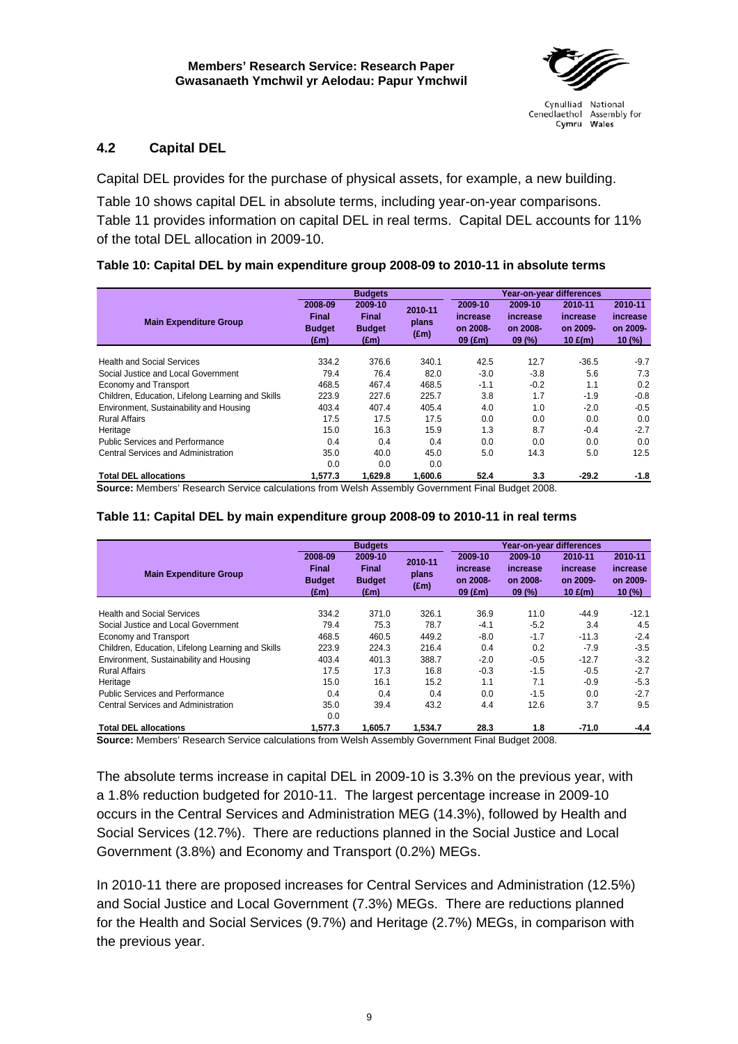## 4.2 Capital DEL

Capital DEL provides for the purchase of physical assets, for example, a new building.

Table 10 shows capital DEL in absolute terms, including year-on-year comparisons. Table 11 provides information on capital DEL in real terms. Capital DEL accounts for 11% of the total DEL allocation in 2009-10.

**Table 10: Capital DEL by main expenditure group 2008-09 to 2010-11 in absolute terms**

| | Budgets | | | Year-on-year differences | | | |
|---|---|---|---|---|---|---|---|
| **Main Expenditure Group** | **2008-09 Final Budget (£m)** | **2009-10 Final Budget (£m)** | **2010-11 plans (£m)** | **2009-10 increase on 2008-09 (£m)** | **2009-10 increase on 2008-09 (%)** | **2010-11 increase on 2009-10 £(m)** | **2010-11 increase on 2009-10 (%)** |
| Health and Social Services | 334.2 | 376.6 | 340.1 | 42.5 | 12.7 | -36.5 | -9.7 |
| Social Justice and Local Government | 79.4 | 76.4 | 82.0 | -3.0 | -3.8 | 5.6 | 7.3 |
| Economy and Transport | 468.5 | 467.4 | 468.5 | -1.1 | -0.2 | 1.1 | 0.2 |
| Children, Education, Lifelong Learning and Skills | 223.9 | 227.6 | 225.7 | 3.8 | 1.7 | -1.9 | -0.8 |
| Environment, Sustainability and Housing | 403.4 | 407.4 | 405.4 | 4.0 | 1.0 | -2.0 | -0.5 |
| Rural Affairs | 17.5 | 17.5 | 17.5 | 0.0 | 0.0 | 0.0 | 0.0 |
| Heritage | 15.0 | 16.3 | 15.9 | 1.3 | 8.7 | -0.4 | -2.7 |
| Public Services and Performance | 0.4 | 0.4 | 0.4 | 0.0 | 0.0 | 0.0 | 0.0 |
| Central Services and Administration | 35.0 | 40.0 | 45.0 | 5.0 | 14.3 | 5.0 | 12.5 |
| | 0.0 | 0.0 | 0.0 | | | | |
| **Total DEL allocations** | **1,577.3** | **1,629.8** | **1,600.6** | **52.4** | **3.3** | **-29.2** | **-1.8** |

**Source:** Members' Research Service calculations from Welsh Assembly Government Final Budget 2008.

**Table 11: Capital DEL by main expenditure group 2008-09 to 2010-11 in real terms**

| | Budgets | | | Year-on-year differences | | | |
|---|---|---|---|---|---|---|---|
| **Main Expenditure Group** | **2008-09 Final Budget (£m)** | **2009-10 Final Budget (£m)** | **2010-11 plans (£m)** | **2009-10 increase on 2008-09 (£m)** | **2009-10 increase on 2008-09 (%)** | **2010-11 increase on 2009-10 £(m)** | **2010-11 increase on 2009-10 (%)** |
| Health and Social Services | 334.2 | 371.0 | 326.1 | 36.9 | 11.0 | -44.9 | -12.1 |
| Social Justice and Local Government | 79.4 | 75.3 | 78.7 | -4.1 | -5.2 | 3.4 | 4.5 |
| Economy and Transport | 468.5 | 460.5 | 449.2 | -8.0 | -1.7 | -11.3 | -2.4 |
| Children, Education, Lifelong Learning and Skills | 223.9 | 224.3 | 216.4 | 0.4 | 0.2 | -7.9 | -3.5 |
| Environment, Sustainability and Housing | 403.4 | 401.3 | 388.7 | -2.0 | -0.5 | -12.7 | -3.2 |
| Rural Affairs | 17.5 | 17.3 | 16.8 | -0.3 | -1.5 | -0.5 | -2.7 |
| Heritage | 15.0 | 16.1 | 15.2 | 1.1 | 7.1 | -0.9 | -5.3 |
| Public Services and Performance | 0.4 | 0.4 | 0.4 | 0.0 | -1.5 | 0.0 | -2.7 |
| Central Services and Administration | 35.0 | 39.4 | 43.2 | 4.4 | 12.6 | 3.7 | 9.5 |
| | 0.0 | | | | | | |
| **Total DEL allocations** | **1,577.3** | **1,605.7** | **1,534.7** | **28.3** | **1.8** | **-71.0** | **-4.4** |

**Source:** Members' Research Service calculations from Welsh Assembly Government Final Budget 2008.

The absolute terms increase in capital DEL in 2009-10 is 3.3% on the previous year, with a 1.8% reduction budgeted for 2010-11. The largest percentage increase in 2009-10 occurs in the Central Services and Administration MEG (14.3%), followed by Health and Social Services (12.7%). There are reductions planned in the Social Justice and Local Government (3.8%) and Economy and Transport (0.2%) MEGs.

In 2010-11 there are proposed increases for Central Services and Administration (12.5%) and Social Justice and Local Government (7.3%) MEGs. There are reductions planned for the Health and Social Services (9.7%) and Heritage (2.7%) MEGs, in comparison with the previous year.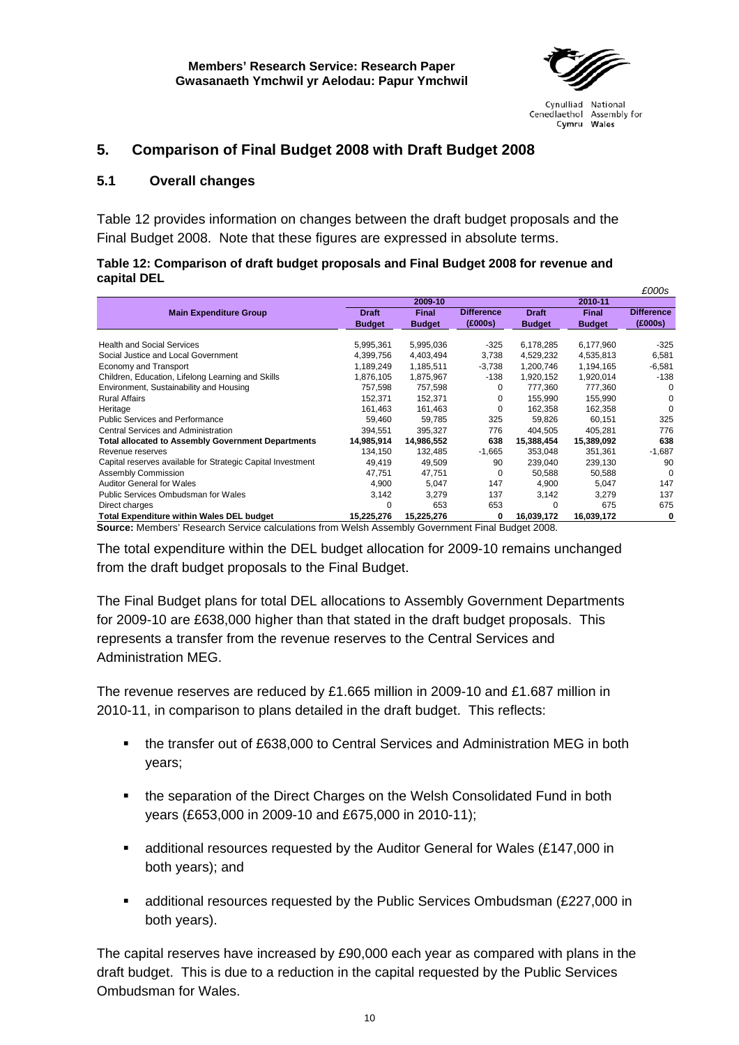## 5. Comparison of Final Budget 2008 with Draft Budget 2008

### 5.1 Overall changes

Table 12 provides information on changes between the draft budget proposals and the Final Budget 2008. Note that these figures are expressed in absolute terms.

**Table 12: Comparison of draft budget proposals and Final Budget 2008 for revenue and capital DEL**

*£000s*

| Main Expenditure Group | 2009-10 | | | 2010-11 | | |
|---|---|---|---|---|---|---|
| | Draft Budget | Final Budget | Difference (£000s) | Draft Budget | Final Budget | Difference (£000s) |
| Health and Social Services | 5,995,361 | 5,995,036 | -325 | 6,178,285 | 6,177,960 | -325 |
| Social Justice and Local Government | 4,399,756 | 4,403,494 | 3,738 | 4,529,232 | 4,535,813 | 6,581 |
| Economy and Transport | 1,189,249 | 1,185,511 | -3,738 | 1,200,746 | 1,194,165 | -6,581 |
| Children, Education, Lifelong Learning and Skills | 1,876,105 | 1,875,967 | -138 | 1,920,152 | 1,920,014 | -138 |
| Environment, Sustainability and Housing | 757,598 | 757,598 | 0 | 777,360 | 777,360 | 0 |
| Rural Affairs | 152,371 | 152,371 | 0 | 155,990 | 155,990 | 0 |
| Heritage | 161,463 | 161,463 | 0 | 162,358 | 162,358 | 0 |
| Public Services and Performance | 59,460 | 59,785 | 325 | 59,826 | 60,151 | 325 |
| Central Services and Administration | 394,551 | 395,327 | 776 | 404,505 | 405,281 | 776 |
| **Total allocated to Assembly Government Departments** | **14,985,914** | **14,986,552** | **638** | **15,388,454** | **15,389,092** | **638** |
| Revenue reserves | 134,150 | 132,485 | -1,665 | 353,048 | 351,361 | -1,687 |
| Capital reserves available for Strategic Capital Investment | 49,419 | 49,509 | 90 | 239,040 | 239,130 | 90 |
| Assembly Commission | 47,751 | 47,751 | 0 | 50,588 | 50,588 | 0 |
| Auditor General for Wales | 4,900 | 5,047 | 147 | 4,900 | 5,047 | 147 |
| Public Services Ombudsman for Wales | 3,142 | 3,279 | 137 | 3,142 | 3,279 | 137 |
| Direct charges | 0 | 653 | 653 | 0 | 675 | 675 |
| **Total Expenditure within Wales DEL budget** | **15,225,276** | **15,225,276** | **0** | **16,039,172** | **16,039,172** | **0** |

**Source:** Members' Research Service calculations from Welsh Assembly Government Final Budget 2008.

The total expenditure within the DEL budget allocation for 2009-10 remains unchanged from the draft budget proposals to the Final Budget.

The Final Budget plans for total DEL allocations to Assembly Government Departments for 2009-10 are £638,000 higher than that stated in the draft budget proposals. This represents a transfer from the revenue reserves to the Central Services and Administration MEG.

The revenue reserves are reduced by £1.665 million in 2009-10 and £1.687 million in 2010-11, in comparison to plans detailed in the draft budget. This reflects:

- the transfer out of £638,000 to Central Services and Administration MEG in both years;
- the separation of the Direct Charges on the Welsh Consolidated Fund in both years (£653,000 in 2009-10 and £675,000 in 2010-11);
- additional resources requested by the Auditor General for Wales (£147,000 in both years); and
- additional resources requested by the Public Services Ombudsman (£227,000 in both years).

The capital reserves have increased by £90,000 each year as compared with plans in the draft budget. This is due to a reduction in the capital requested by the Public Services Ombudsman for Wales.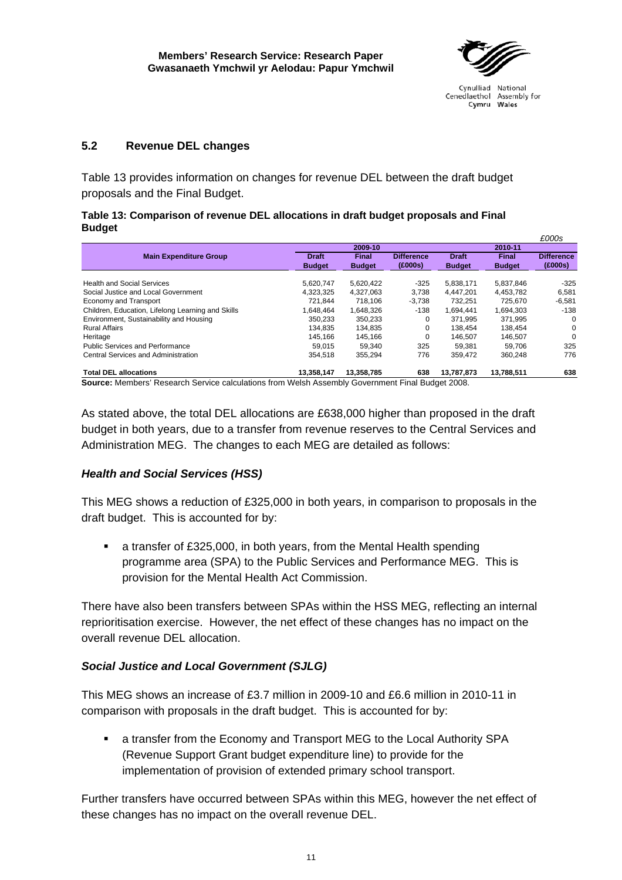## 5.2 Revenue DEL changes

Table 13 provides information on changes for revenue DEL between the draft budget proposals and the Final Budget.

**Table 13: Comparison of revenue DEL allocations in draft budget proposals and Final Budget**

*£000s*

| Main Expenditure Group | 2009-10 | | | 2010-11 | | |
|---|---|---|---|---|---|---|
| | Draft Budget | Final Budget | Difference (£000s) | Draft Budget | Final Budget | Difference (£000s) |
| Health and Social Services | 5,620,747 | 5,620,422 | -325 | 5,838,171 | 5,837,846 | -325 |
| Social Justice and Local Government | 4,323,325 | 4,327,063 | 3,738 | 4,447,201 | 4,453,782 | 6,581 |
| Economy and Transport | 721,844 | 718,106 | -3,738 | 732,251 | 725,670 | -6,581 |
| Children, Education, Lifelong Learning and Skills | 1,648,464 | 1,648,326 | -138 | 1,694,441 | 1,694,303 | -138 |
| Environment, Sustainability and Housing | 350,233 | 350,233 | 0 | 371,995 | 371,995 | 0 |
| Rural Affairs | 134,835 | 134,835 | 0 | 138,454 | 138,454 | 0 |
| Heritage | 145,166 | 145,166 | 0 | 146,507 | 146,507 | 0 |
| Public Services and Performance | 59,015 | 59,340 | 325 | 59,381 | 59,706 | 325 |
| Central Services and Administration | 354,518 | 355,294 | 776 | 359,472 | 360,248 | 776 |
| **Total DEL allocations** | **13,358,147** | **13,358,785** | **638** | **13,787,873** | **13,788,511** | **638** |

**Source:** Members' Research Service calculations from Welsh Assembly Government Final Budget 2008.

As stated above, the total DEL allocations are £638,000 higher than proposed in the draft budget in both years, due to a transfer from revenue reserves to the Central Services and Administration MEG. The changes to each MEG are detailed as follows:

### *Health and Social Services (HSS)*

This MEG shows a reduction of £325,000 in both years, in comparison to proposals in the draft budget. This is accounted for by:

- a transfer of £325,000, in both years, from the Mental Health spending programme area (SPA) to the Public Services and Performance MEG. This is provision for the Mental Health Act Commission.

There have also been transfers between SPAs within the HSS MEG, reflecting an internal reprioritisation exercise. However, the net effect of these changes has no impact on the overall revenue DEL allocation.

### *Social Justice and Local Government (SJLG)*

This MEG shows an increase of £3.7 million in 2009-10 and £6.6 million in 2010-11 in comparison with proposals in the draft budget. This is accounted for by:

- a transfer from the Economy and Transport MEG to the Local Authority SPA (Revenue Support Grant budget expenditure line) to provide for the implementation of provision of extended primary school transport.

Further transfers have occurred between SPAs within this MEG, however the net effect of these changes has no impact on the overall revenue DEL.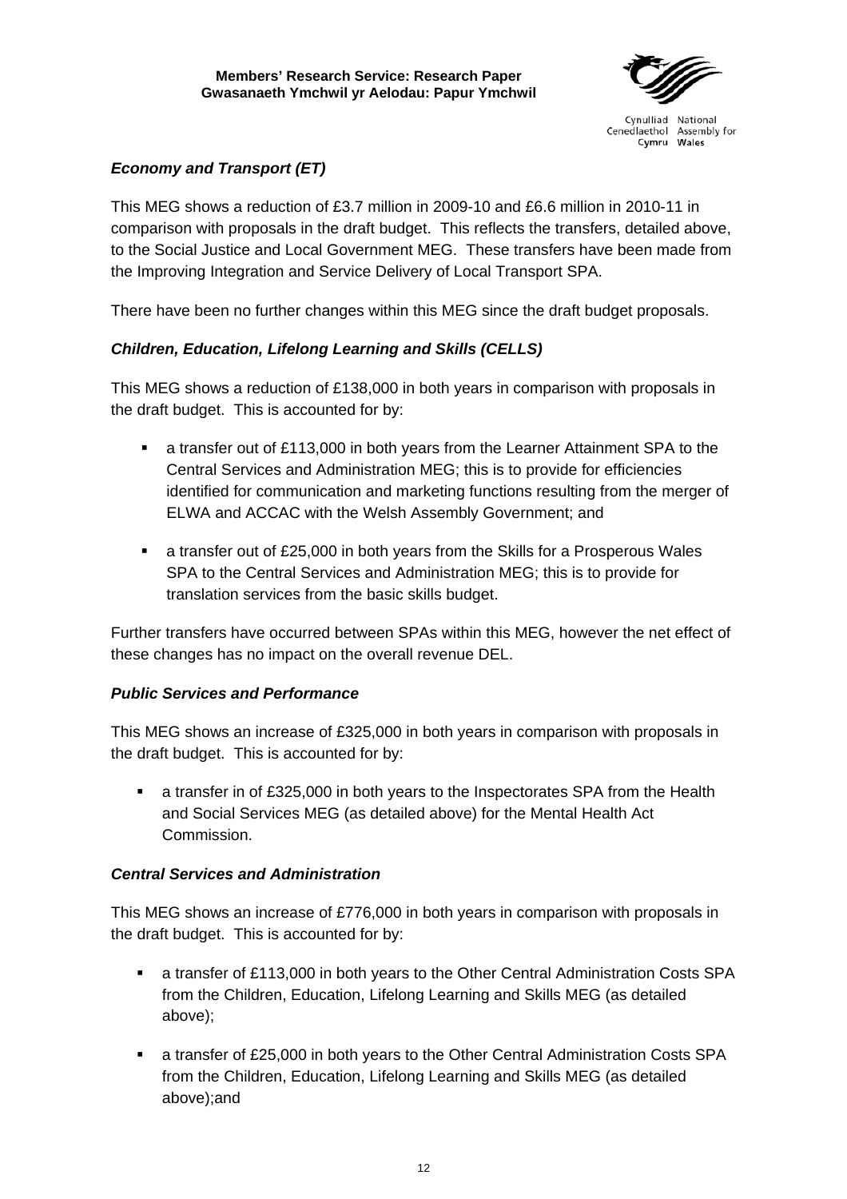### *Economy and Transport (ET)*

This MEG shows a reduction of £3.7 million in 2009-10 and £6.6 million in 2010-11 in comparison with proposals in the draft budget. This reflects the transfers, detailed above, to the Social Justice and Local Government MEG. These transfers have been made from the Improving Integration and Service Delivery of Local Transport SPA.

There have been no further changes within this MEG since the draft budget proposals.

### *Children, Education, Lifelong Learning and Skills (CELLS)*

This MEG shows a reduction of £138,000 in both years in comparison with proposals in the draft budget. This is accounted for by:

- a transfer out of £113,000 in both years from the Learner Attainment SPA to the Central Services and Administration MEG; this is to provide for efficiencies identified for communication and marketing functions resulting from the merger of ELWA and ACCAC with the Welsh Assembly Government; and
- a transfer out of £25,000 in both years from the Skills for a Prosperous Wales SPA to the Central Services and Administration MEG; this is to provide for translation services from the basic skills budget.

Further transfers have occurred between SPAs within this MEG, however the net effect of these changes has no impact on the overall revenue DEL.

### *Public Services and Performance*

This MEG shows an increase of £325,000 in both years in comparison with proposals in the draft budget. This is accounted for by:

- a transfer in of £325,000 in both years to the Inspectorates SPA from the Health and Social Services MEG (as detailed above) for the Mental Health Act Commission.

### *Central Services and Administration*

This MEG shows an increase of £776,000 in both years in comparison with proposals in the draft budget. This is accounted for by:

- a transfer of £113,000 in both years to the Other Central Administration Costs SPA from the Children, Education, Lifelong Learning and Skills MEG (as detailed above);
- a transfer of £25,000 in both years to the Other Central Administration Costs SPA from the Children, Education, Lifelong Learning and Skills MEG (as detailed above);and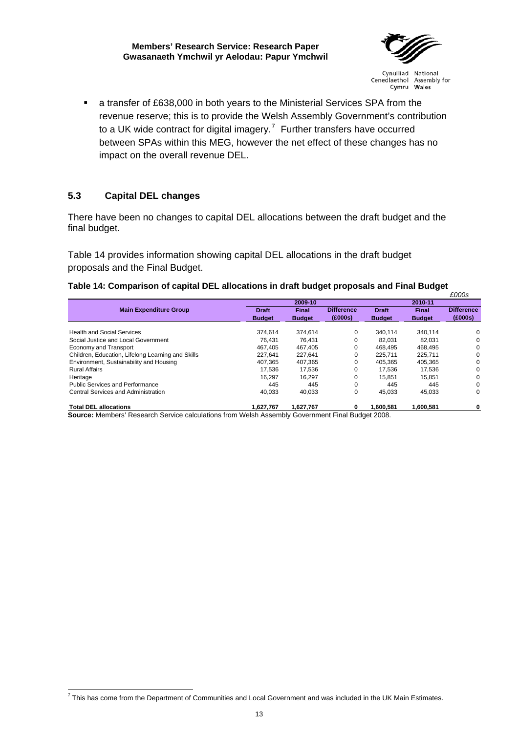- a transfer of £638,000 in both years to the Ministerial Services SPA from the revenue reserve; this is to provide the Welsh Assembly Government's contribution to a UK wide contract for digital imagery.[7] Further transfers have occurred between SPAs within this MEG, however the net effect of these changes has no impact on the overall revenue DEL.

### 5.3 Capital DEL changes

There have been no changes to capital DEL allocations between the draft budget and the final budget.

Table 14 provides information showing capital DEL allocations in the draft budget proposals and the Final Budget.

**Table 14: Comparison of capital DEL allocations in draft budget proposals and Final Budget**

*£000s*

| Main Expenditure Group | 2009-10 | | | 2010-11 | | |
|---|---|---|---|---|---|---|
| | Draft Budget | Final Budget | Difference (£000s) | Draft Budget | Final Budget | Difference (£000s) |
| Health and Social Services | 374,614 | 374,614 | 0 | 340,114 | 340,114 | 0 |
| Social Justice and Local Government | 76,431 | 76,431 | 0 | 82,031 | 82,031 | 0 |
| Economy and Transport | 467,405 | 467,405 | 0 | 468,495 | 468,495 | 0 |
| Children, Education, Lifelong Learning and Skills | 227,641 | 227,641 | 0 | 225,711 | 225,711 | 0 |
| Environment, Sustainability and Housing | 407,365 | 407,365 | 0 | 405,365 | 405,365 | 0 |
| Rural Affairs | 17,536 | 17,536 | 0 | 17,536 | 17,536 | 0 |
| Heritage | 16,297 | 16,297 | 0 | 15,851 | 15,851 | 0 |
| Public Services and Performance | 445 | 445 | 0 | 445 | 445 | 0 |
| Central Services and Administration | 40,033 | 40,033 | 0 | 45,033 | 45,033 | 0 |
| **Total DEL allocations** | **1,627,767** | **1,627,767** | **0** | **1,600,581** | **1,600,581** | **0** |

**Source:** Members' Research Service calculations from Welsh Assembly Government Final Budget 2008.

[7] This has come from the Department of Communities and Local Government and was included in the UK Main Estimates.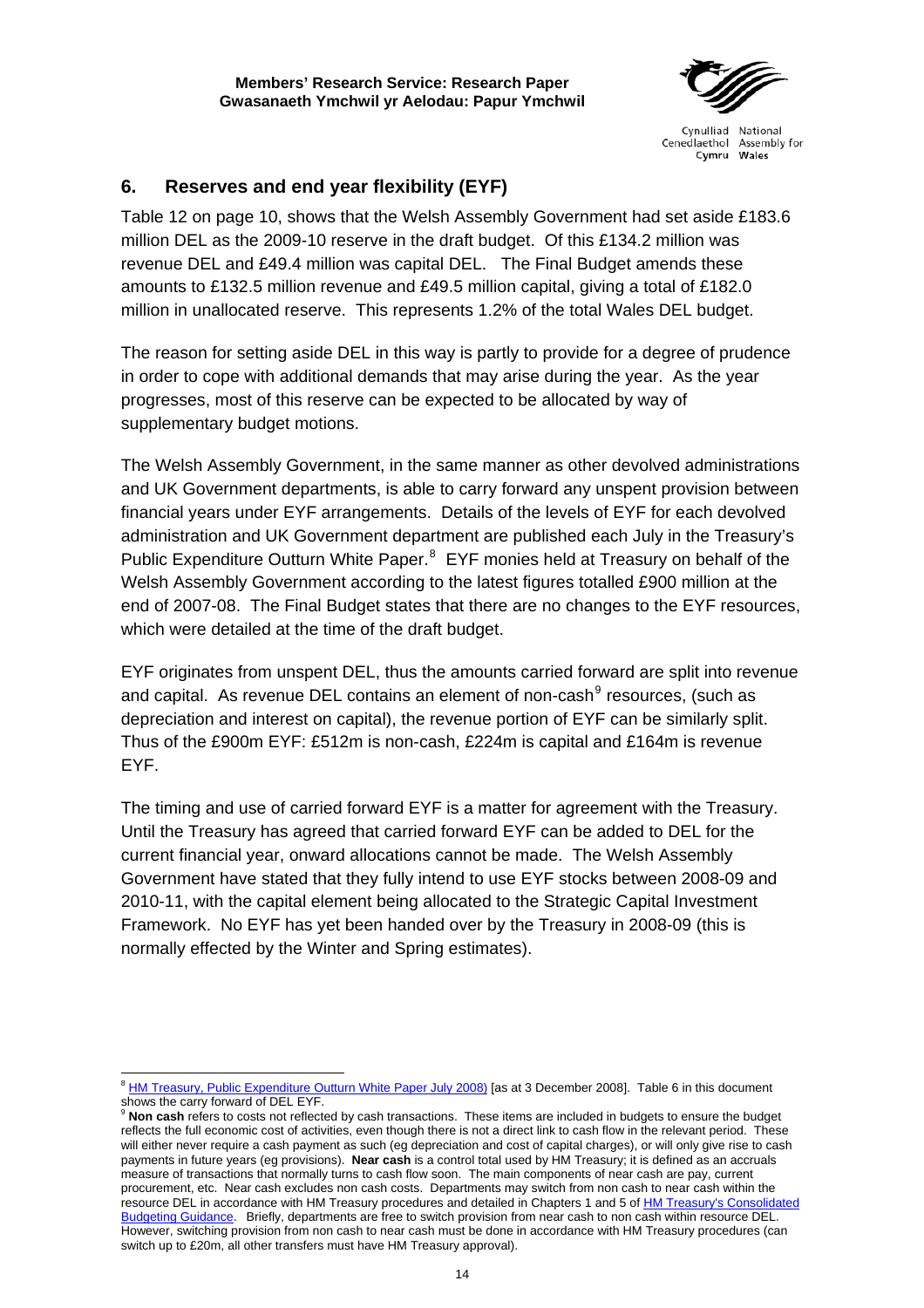## 6. Reserves and end year flexibility (EYF)

Table 12 on page 10, shows that the Welsh Assembly Government had set aside £183.6 million DEL as the 2009-10 reserve in the draft budget. Of this £134.2 million was revenue DEL and £49.4 million was capital DEL. The Final Budget amends these amounts to £132.5 million revenue and £49.5 million capital, giving a total of £182.0 million in unallocated reserve. This represents 1.2% of the total Wales DEL budget.

The reason for setting aside DEL in this way is partly to provide for a degree of prudence in order to cope with additional demands that may arise during the year. As the year progresses, most of this reserve can be expected to be allocated by way of supplementary budget motions.

The Welsh Assembly Government, in the same manner as other devolved administrations and UK Government departments, is able to carry forward any unspent provision between financial years under EYF arrangements. Details of the levels of EYF for each devolved administration and UK Government department are published each July in the Treasury's Public Expenditure Outturn White Paper.[8] EYF monies held at Treasury on behalf of the Welsh Assembly Government according to the latest figures totalled £900 million at the end of 2007-08. The Final Budget states that there are no changes to the EYF resources, which were detailed at the time of the draft budget.

EYF originates from unspent DEL, thus the amounts carried forward are split into revenue and capital. As revenue DEL contains an element of non-cash[9] resources, (such as depreciation and interest on capital), the revenue portion of EYF can be similarly split. Thus of the £900m EYF: £512m is non-cash, £224m is capital and £164m is revenue EYF.

The timing and use of carried forward EYF is a matter for agreement with the Treasury. Until the Treasury has agreed that carried forward EYF can be added to DEL for the current financial year, onward allocations cannot be made. The Welsh Assembly Government have stated that they fully intend to use EYF stocks between 2008-09 and 2010-11, with the capital element being allocated to the Strategic Capital Investment Framework. No EYF has yet been handed over by the Treasury in 2008-09 (this is normally effected by the Winter and Spring estimates).

---

[8] HM Treasury, Public Expenditure Outturn White Paper July 2008) [as at 3 December 2008]. Table 6 in this document shows the carry forward of DEL EYF.

[9] **Non cash** refers to costs not reflected by cash transactions. These items are included in budgets to ensure the budget reflects the full economic cost of activities, even though there is not a direct link to cash flow in the relevant period. These will either never require a cash payment as such (eg depreciation and cost of capital charges), or will only give rise to cash payments in future years (eg provisions). **Near cash** is a control total used by HM Treasury; it is defined as an accruals measure of transactions that normally turns to cash flow soon. The main components of near cash are pay, current procurement, etc. Near cash excludes non cash costs. Departments may switch from non cash to near cash within the resource DEL in accordance with HM Treasury procedures and detailed in Chapters 1 and 5 of HM Treasury's Consolidated Budgeting Guidance. Briefly, departments are free to switch provision from near cash to non cash within resource DEL. However, switching provision from non cash to near cash must be done in accordance with HM Treasury procedures (can switch up to £20m, all other transfers must have HM Treasury approval).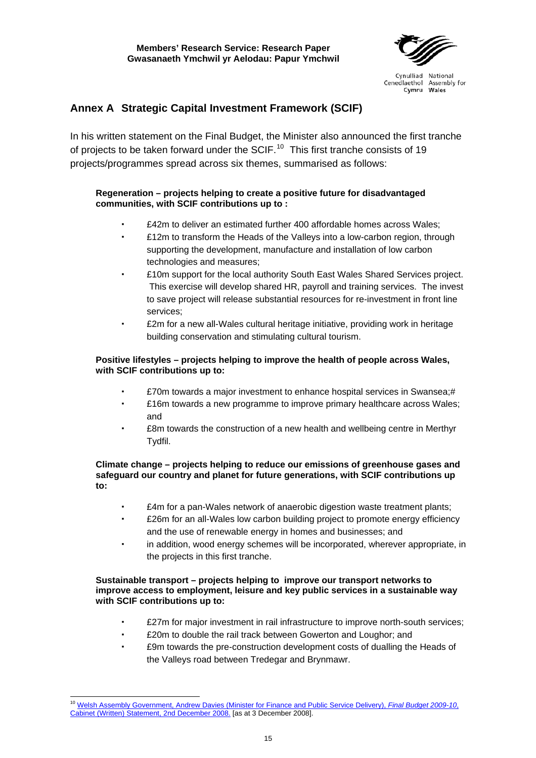## Annex A Strategic Capital Investment Framework (SCIF)

In his written statement on the Final Budget, the Minister also announced the first tranche of projects to be taken forward under the SCIF.[10] This first tranche consists of 19 projects/programmes spread across six themes, summarised as follows:

**Regeneration – projects helping to create a positive future for disadvantaged communities, with SCIF contributions up to :**

- £42m to deliver an estimated further 400 affordable homes across Wales;
- £12m to transform the Heads of the Valleys into a low-carbon region, through supporting the development, manufacture and installation of low carbon technologies and measures;
- £10m support for the local authority South East Wales Shared Services project. This exercise will develop shared HR, payroll and training services. The invest to save project will release substantial resources for re-investment in front line services;
- £2m for a new all-Wales cultural heritage initiative, providing work in heritage building conservation and stimulating cultural tourism.

**Positive lifestyles – projects helping to improve the health of people across Wales, with SCIF contributions up to:**

- £70m towards a major investment to enhance hospital services in Swansea;#
- £16m towards a new programme to improve primary healthcare across Wales; and
- £8m towards the construction of a new health and wellbeing centre in Merthyr Tydfil.

**Climate change – projects helping to reduce our emissions of greenhouse gases and safeguard our country and planet for future generations, with SCIF contributions up to:**

- £4m for a pan-Wales network of anaerobic digestion waste treatment plants;
- £26m for an all-Wales low carbon building project to promote energy efficiency and the use of renewable energy in homes and businesses; and
- in addition, wood energy schemes will be incorporated, wherever appropriate, in the projects in this first tranche.

**Sustainable transport – projects helping to improve our transport networks to improve access to employment, leisure and key public services in a sustainable way with SCIF contributions up to:**

- £27m for major investment in rail infrastructure to improve north-south services;
- £20m to double the rail track between Gowerton and Loughor; and
- £9m towards the pre-construction development costs of dualling the Heads of the Valleys road between Tredegar and Brynmawr.

---

[10] Welsh Assembly Government, Andrew Davies (Minister for Finance and Public Service Delivery), *Final Budget 2009-10*, Cabinet (Written) Statement, 2nd December 2008. [as at 3 December 2008].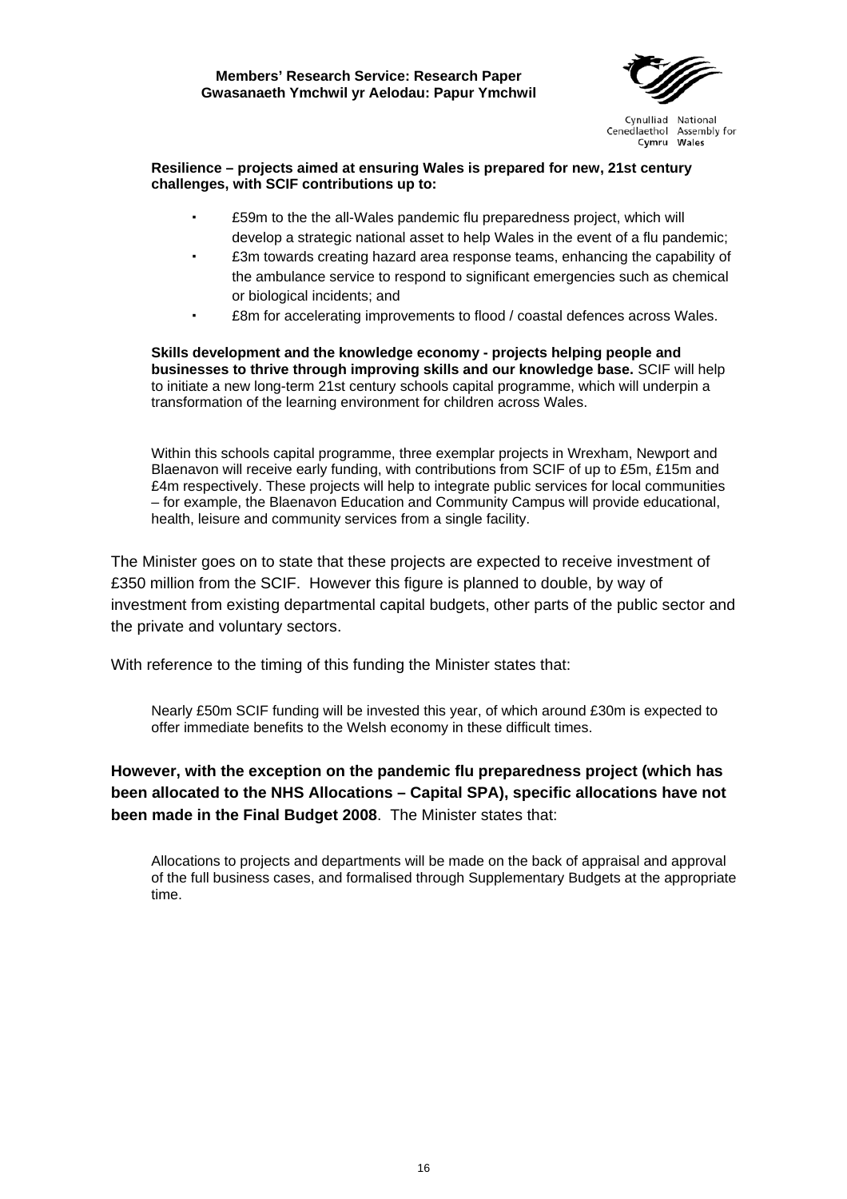**Resilience – projects aimed at ensuring Wales is prepared for new, 21st century challenges, with SCIF contributions up to:**

- £59m to the the all-Wales pandemic flu preparedness project, which will develop a strategic national asset to help Wales in the event of a flu pandemic;
- £3m towards creating hazard area response teams, enhancing the capability of the ambulance service to respond to significant emergencies such as chemical or biological incidents; and
- £8m for accelerating improvements to flood / coastal defences across Wales.

**Skills development and the knowledge economy - projects helping people and businesses to thrive through improving skills and our knowledge base.** SCIF will help to initiate a new long-term 21st century schools capital programme, which will underpin a transformation of the learning environment for children across Wales.

Within this schools capital programme, three exemplar projects in Wrexham, Newport and Blaenavon will receive early funding, with contributions from SCIF of up to £5m, £15m and £4m respectively. These projects will help to integrate public services for local communities – for example, the Blaenavon Education and Community Campus will provide educational, health, leisure and community services from a single facility.

The Minister goes on to state that these projects are expected to receive investment of £350 million from the SCIF. However this figure is planned to double, by way of investment from existing departmental capital budgets, other parts of the public sector and the private and voluntary sectors.

With reference to the timing of this funding the Minister states that:

Nearly £50m SCIF funding will be invested this year, of which around £30m is expected to offer immediate benefits to the Welsh economy in these difficult times.

**However, with the exception on the pandemic flu preparedness project (which has been allocated to the NHS Allocations – Capital SPA), specific allocations have not been made in the Final Budget 2008**. The Minister states that:

Allocations to projects and departments will be made on the back of appraisal and approval of the full business cases, and formalised through Supplementary Budgets at the appropriate time.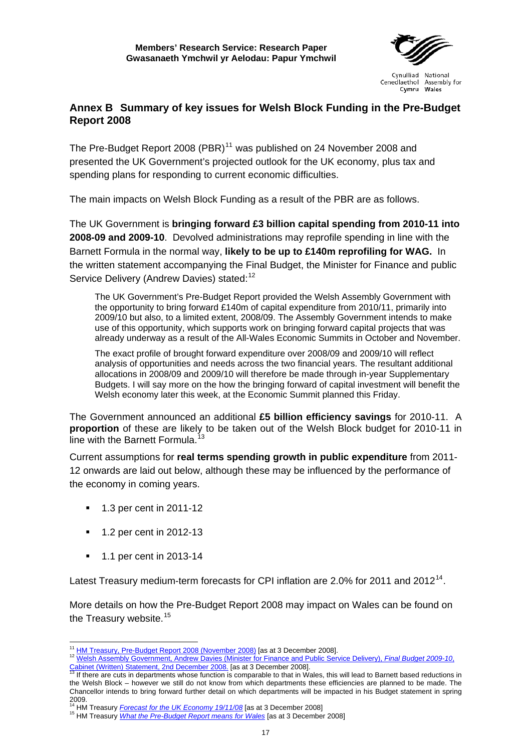## Annex B Summary of key issues for Welsh Block Funding in the Pre-Budget Report 2008

The Pre-Budget Report 2008 (PBR)[11] was published on 24 November 2008 and presented the UK Government's projected outlook for the UK economy, plus tax and spending plans for responding to current economic difficulties.

The main impacts on Welsh Block Funding as a result of the PBR are as follows.

The UK Government is **bringing forward £3 billion capital spending from 2010-11 into 2008-09 and 2009-10**. Devolved administrations may reprofile spending in line with the Barnett Formula in the normal way, **likely to be up to £140m reprofiling for WAG.** In the written statement accompanying the Final Budget, the Minister for Finance and public Service Delivery (Andrew Davies) stated:[12]

> The UK Government's Pre-Budget Report provided the Welsh Assembly Government with the opportunity to bring forward £140m of capital expenditure from 2010/11, primarily into 2009/10 but also, to a limited extent, 2008/09. The Assembly Government intends to make use of this opportunity, which supports work on bringing forward capital projects that was already underway as a result of the All-Wales Economic Summits in October and November.
>
> The exact profile of brought forward expenditure over 2008/09 and 2009/10 will reflect analysis of opportunities and needs across the two financial years. The resultant additional allocations in 2008/09 and 2009/10 will therefore be made through in-year Supplementary Budgets. I will say more on the how the bringing forward of capital investment will benefit the Welsh economy later this week, at the Economic Summit planned this Friday.

The Government announced an additional **£5 billion efficiency savings** for 2010-11. A **proportion** of these are likely to be taken out of the Welsh Block budget for 2010-11 in line with the Barnett Formula.[13]

Current assumptions for **real terms spending growth in public expenditure** from 2011-12 onwards are laid out below, although these may be influenced by the performance of the economy in coming years.

- 1.3 per cent in 2011-12
- 1.2 per cent in 2012-13
- 1.1 per cent in 2013-14

Latest Treasury medium-term forecasts for CPI inflation are 2.0% for 2011 and 2012[14].

More details on how the Pre-Budget Report 2008 may impact on Wales can be found on the Treasury website.[15]

---

[11] HM Treasury, Pre-Budget Report 2008 (November 2008) [as at 3 December 2008].

[12] Welsh Assembly Government, Andrew Davies (Minister for Finance and Public Service Delivery), *Final Budget 2009-10*, Cabinet (Written) Statement, 2nd December 2008. [as at 3 December 2008].

[13] If there are cuts in departments whose function is comparable to that in Wales, this will lead to Barnett based reductions in the Welsh Block – however we still do not know from which departments these efficiencies are planned to be made. The Chancellor intends to bring forward further detail on which departments will be impacted in his Budget statement in spring 2009.

[14] HM Treasury *Forecast for the UK Economy 19/11/08* [as at 3 December 2008]

[15] HM Treasury *What the Pre-Budget Report means for Wales* [as at 3 December 2008]